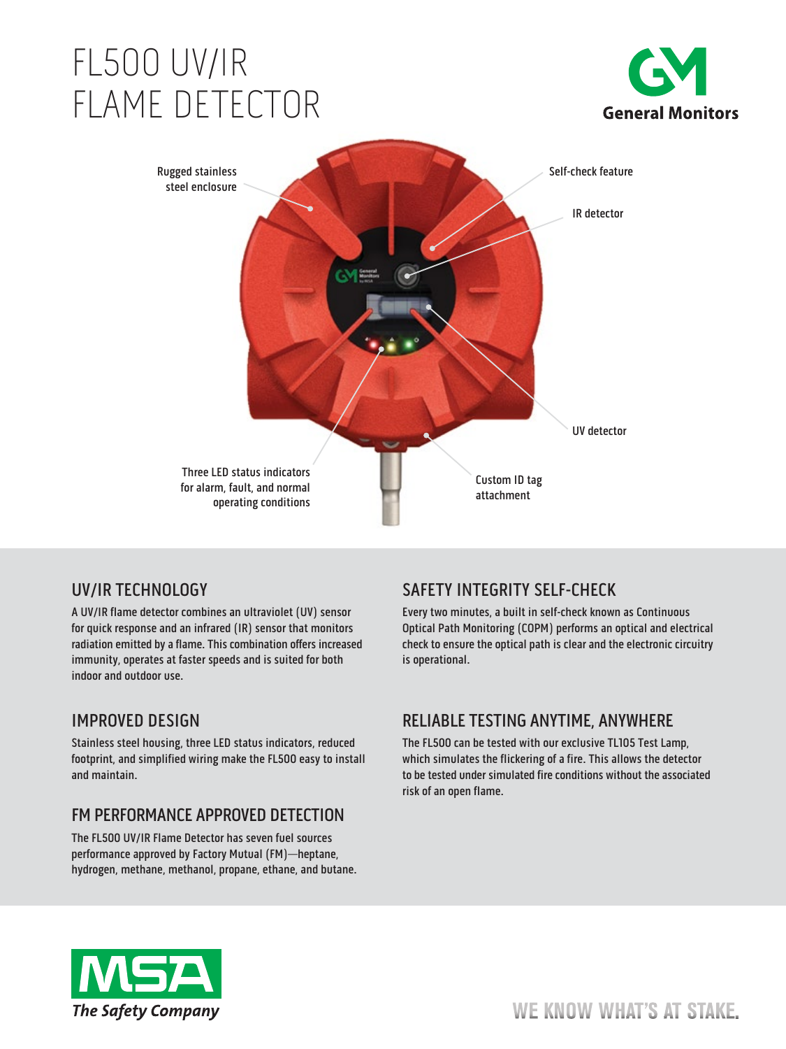# FL500 UV/IR FLAME DETECTOR

General Monitors

Rugged stainless steel enclosure

Self-check feature

IR detector

UV detector

Three LED status indicators for alarm, fault, and normal operating conditions

Custom ID tag attachment

## UV/IR TECHNOLOGY

A UV/IR flame detector combines an ultraviolet (UV) sensor for quick response and an infrared (IR) sensor that monitors radiation emitted by a flame. This combination offers increased immunity, operates at faster speeds and is suited for both indoor and outdoor use.

## IMPROVED DESIGN

Stainless steel housing, three LED status indicators, reduced footprint, and simplified wiring make the FL500 easy to install and maintain.

## FM PERFORMANCE APPROVED DETECTION

The FL500 UV/IR Flame Detector has seven fuel sources performance approved by Factory Mutual (FM)—heptane, hydrogen, methane, methanol, propane, ethane, and butane.

## SAFETY INTEGRITY SELF-CHECK

Every two minutes, a built in self-check known as Continuous Optical Path Monitoring (COPM) performs an optical and electrical check to ensure the optical path is clear and the electronic circuitry is operational.

## RELIABLE TESTING ANYTIME, ANYWHERE

The FL500 can be tested with our exclusive TL105 Test Lamp, which simulates the flickering of a fire. This allows the detector to be tested under simulated fire conditions without the associated risk of an open flame.

MSA *The Safety Company*

WE KNOW WHAT'S AT STAKE.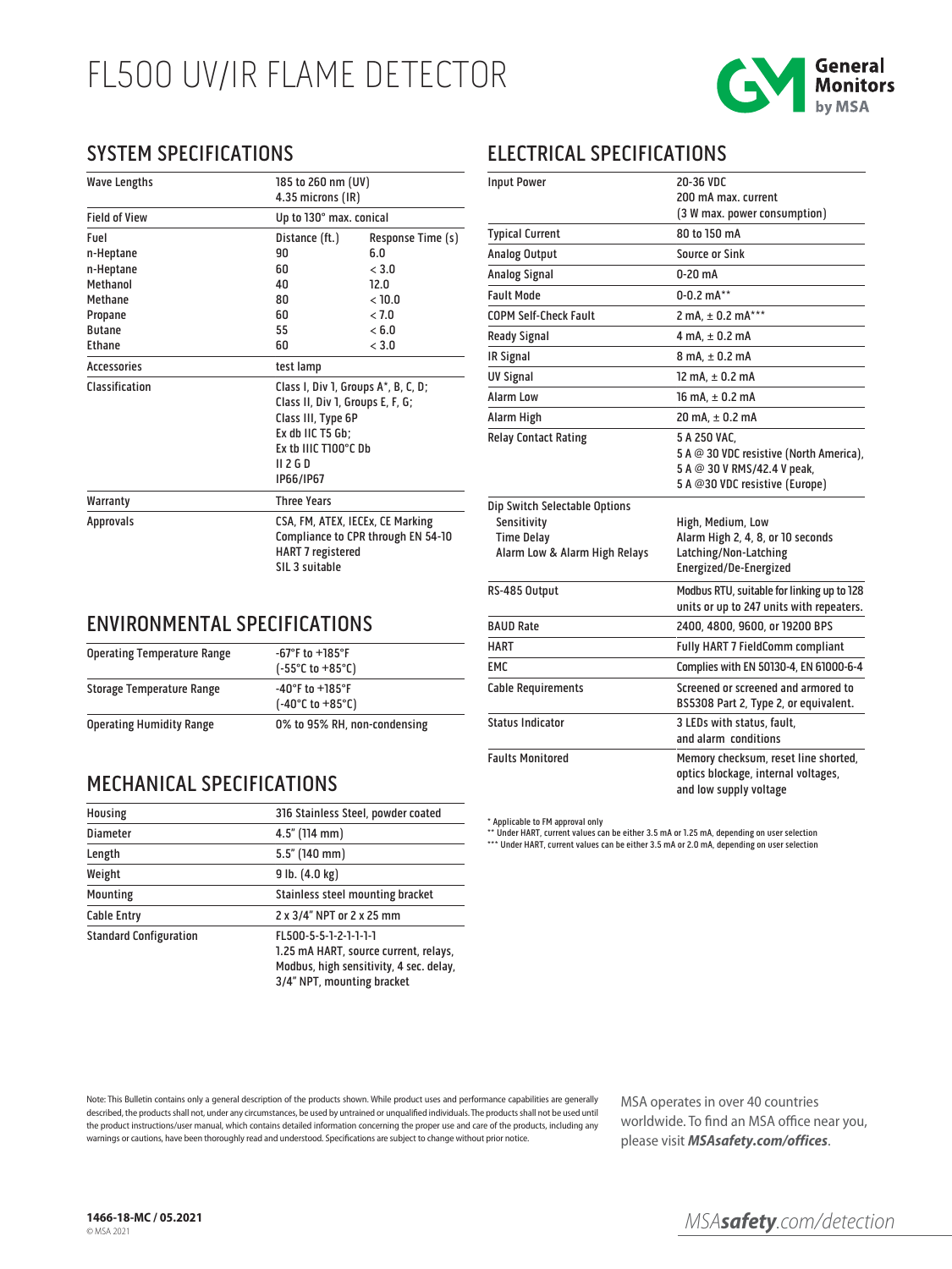# FL500 UV/IR FLAME DETECTOR

## SYSTEM SPECIFICATIONS

| | | |
|---|---|---|
| Wave Lengths | 185 to 260 nm (UV)<br>4.35 microns (IR) | |
| Field of View | Up to 130° max. conical | |
| Fuel | Distance (ft.) | Response Time (s) |
| n-Heptane | 90 | 6.0 |
| n-Heptane | 60 | < 3.0 |
| Methanol | 40 | 12.0 |
| Methane | 80 | < 10.0 |
| Propane | 60 | < 7.0 |
| Butane | 55 | < 6.0 |
| Ethane | 60 | < 3.0 |
| Accessories | test lamp | |
| Classification | Class I, Div 1, Groups A*, B, C, D;<br>Class II, Div 1, Groups E, F, G;<br>Class III, Type 6P<br>Ex db IIC T5 Gb;<br>Ex tb IIIC T100°C Db<br>II 2 G D<br>IP66/IP67 | |
| Warranty | Three Years | |
| Approvals | CSA, FM, ATEX, IECEx, CE Marking<br>Compliance to CPR through EN 54-10<br>HART 7 registered<br>SIL 3 suitable | |

## ENVIRONMENTAL SPECIFICATIONS

| | |
|---|---|
| Operating Temperature Range | -67°F to +185°F<br>(-55°C to +85°C) |
| Storage Temperature Range | -40°F to +185°F<br>(-40°C to +85°C) |
| Operating Humidity Range | 0% to 95% RH, non-condensing |

## MECHANICAL SPECIFICATIONS

| | |
|---|---|
| Housing | 316 Stainless Steel, powder coated |
| Diameter | 4.5" (114 mm) |
| Length | 5.5" (140 mm) |
| Weight | 9 lb. (4.0 kg) |
| Mounting | Stainless steel mounting bracket |
| Cable Entry | 2 x 3/4" NPT or 2 x 25 mm |
| Standard Configuration | FL500-5-5-1-2-1-1-1-1<br>1.25 mA HART, source current, relays,<br>Modbus, high sensitivity, 4 sec. delay,<br>3/4" NPT, mounting bracket |

## ELECTRICAL SPECIFICATIONS

| | |
|---|---|
| Input Power | 20-36 VDC<br>200 mA max. current<br>(3 W max. power consumption) |
| Typical Current | 80 to 150 mA |
| Analog Output | Source or Sink |
| Analog Signal | 0-20 mA |
| Fault Mode | 0-0.2 mA** |
| COPM Self-Check Fault | 2 mA, ± 0.2 mA*** |
| Ready Signal | 4 mA, ± 0.2 mA |
| IR Signal | 8 mA, ± 0.2 mA |
| UV Signal | 12 mA, ± 0.2 mA |
| Alarm Low | 16 mA, ± 0.2 mA |
| Alarm High | 20 mA, ± 0.2 mA |
| Relay Contact Rating | 5 A 250 VAC,<br>5 A @ 30 VDC resistive (North America),<br>5 A @ 30 V RMS/42.4 V peak,<br>5 A @30 VDC resistive (Europe) |
| Dip Switch Selectable Options<br>Sensitivity<br>Time Delay<br>Alarm Low & Alarm High Relays | <br>High, Medium, Low<br>Alarm High 2, 4, 8, or 10 seconds<br>Latching/Non-Latching<br>Energized/De-Energized |
| RS-485 Output | Modbus RTU, suitable for linking up to 128 units or up to 247 units with repeaters. |
| BAUD Rate | 2400, 4800, 9600, or 19200 BPS |
| HART | Fully HART 7 FieldComm compliant |
| EMC | Complies with EN 50130-4, EN 61000-6-4 |
| Cable Requirements | Screened or screened and armored to BS5308 Part 2, Type 2, or equivalent. |
| Status Indicator | 3 LEDs with status, fault, and alarm conditions |
| Faults Monitored | Memory checksum, reset line shorted, optics blockage, internal voltages, and low supply voltage |

\* Applicable to FM approval only
\** Under HART, current values can be either 3.5 mA or 1.25 mA, depending on user selection
\*** Under HART, current values can be either 3.5 mA or 2.0 mA, depending on user selection

Note: This Bulletin contains only a general description of the products shown. While product uses and performance capabilities are generally described, the products shall not, under any circumstances, be used by untrained or unqualified individuals. The products shall not be used until the product instructions/user manual, which contains detailed information concerning the proper use and care of the products, including any warnings or cautions, have been thoroughly read and understood. Specifications are subject to change without prior notice.

MSA operates in over 40 countries worldwide. To find an MSA office near you, please visit ***MSAsafety.com/offices***.

**1466-18-MC / 05.2021**
© MSA 2021

*MSA**safety**.com/detection*